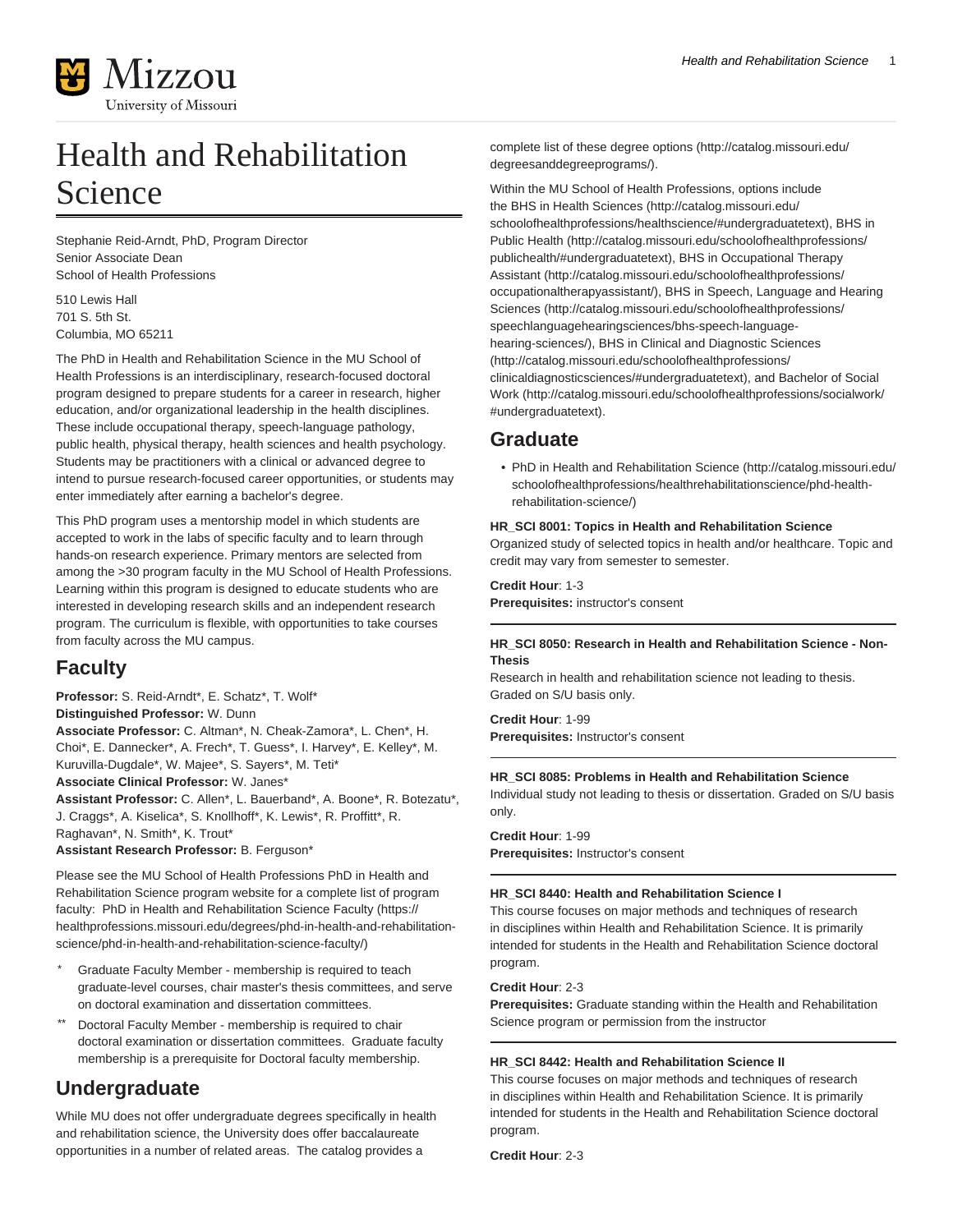# Health and Rehabilitation Science

Stephanie Reid-Arndt, PhD, Program Director
Senior Associate Dean
School of Health Professions

510 Lewis Hall
701 S. 5th St.
Columbia, MO 65211

The PhD in Health and Rehabilitation Science in the MU School of Health Professions is an interdisciplinary, research-focused doctoral program designed to prepare students for a career in research, higher education, and/or organizational leadership in the health disciplines. These include occupational therapy, speech-language pathology, public health, physical therapy, health sciences and health psychology. Students may be practitioners with a clinical or advanced degree to intend to pursue research-focused career opportunities, or students may enter immediately after earning a bachelor's degree.

This PhD program uses a mentorship model in which students are accepted to work in the labs of specific faculty and to learn through hands-on research experience. Primary mentors are selected from among the >30 program faculty in the MU School of Health Professions. Learning within this program is designed to educate students who are interested in developing research skills and an independent research program. The curriculum is flexible, with opportunities to take courses from faculty across the MU campus.

## Faculty

**Professor:** S. Reid-Arndt*, E. Schatz*, T. Wolf*
**Distinguished Professor:** W. Dunn
**Associate Professor:** C. Altman*, N. Cheak-Zamora*, L. Chen*, H. Choi*, E. Dannecker*, A. Frech*, T. Guess*, I. Harvey*, E. Kelley*, M. Kuruvilla-Dugdale*, W. Majee*, S. Sayers*, M. Teti*
**Associate Clinical Professor:** W. Janes*
**Assistant Professor:** C. Allen*, L. Bauerband*, A. Boone*, R. Botezatu*, J. Craggs*, A. Kiselica*, S. Knollhoff*, K. Lewis*, R. Proffitt*, R. Raghavan*, N. Smith*, K. Trout*
**Assistant Research Professor:** B. Ferguson*

Please see the MU School of Health Professions PhD in Health and Rehabilitation Science program website for a complete list of program faculty: PhD in Health and Rehabilitation Science Faculty (https://healthprofessions.missouri.edu/degrees/phd-in-health-and-rehabilitation-science/phd-in-health-and-rehabilitation-science-faculty/)

- \* Graduate Faculty Member - membership is required to teach graduate-level courses, chair master's thesis committees, and serve on doctoral examination and dissertation committees.
- \*\* Doctoral Faculty Member - membership is required to chair doctoral examination or dissertation committees. Graduate faculty membership is a prerequisite for Doctoral faculty membership.

## Undergraduate

While MU does not offer undergraduate degrees specifically in health and rehabilitation science, the University does offer baccalaureate opportunities in a number of related areas. The catalog provides a complete list of these degree options (http://catalog.missouri.edu/degreesanddegreeprograms/).

Within the MU School of Health Professions, options include the BHS in Health Sciences (http://catalog.missouri.edu/schoolofhealthprofessions/healthscience/#undergraduatetext), BHS in Public Health (http://catalog.missouri.edu/schoolofhealthprofessions/publichealth/#undergraduatetext), BHS in Occupational Therapy Assistant (http://catalog.missouri.edu/schoolofhealthprofessions/occupationaltherapyassistant/), BHS in Speech, Language and Hearing Sciences (http://catalog.missouri.edu/schoolofhealthprofessions/speechlanguagehearingsciences/bhs-speech-language-hearing-sciences/), BHS in Clinical and Diagnostic Sciences (http://catalog.missouri.edu/schoolofhealthprofessions/clinicaldiagnosticsciences/#undergraduatetext), and Bachelor of Social Work (http://catalog.missouri.edu/schoolofhealthprofessions/socialwork/#undergraduatetext).

## Graduate

- PhD in Health and Rehabilitation Science (http://catalog.missouri.edu/schoolofhealthprofessions/healthrehabilitationscience/phd-health-rehabilitation-science/)

**HR_SCI 8001: Topics in Health and Rehabilitation Science**
Organized study of selected topics in health and/or healthcare. Topic and credit may vary from semester to semester.

**Credit Hour**: 1-3
**Prerequisites:** instructor's consent

**HR_SCI 8050: Research in Health and Rehabilitation Science - Non-Thesis**
Research in health and rehabilitation science not leading to thesis. Graded on S/U basis only.

**Credit Hour**: 1-99
**Prerequisites:** Instructor's consent

**HR_SCI 8085: Problems in Health and Rehabilitation Science**
Individual study not leading to thesis or dissertation. Graded on S/U basis only.

**Credit Hour**: 1-99
**Prerequisites:** Instructor's consent

**HR_SCI 8440: Health and Rehabilitation Science I**
This course focuses on major methods and techniques of research in disciplines within Health and Rehabilitation Science. It is primarily intended for students in the Health and Rehabilitation Science doctoral program.

**Credit Hour**: 2-3
**Prerequisites:** Graduate standing within the Health and Rehabilitation Science program or permission from the instructor

**HR_SCI 8442: Health and Rehabilitation Science II**
This course focuses on major methods and techniques of research in disciplines within Health and Rehabilitation Science. It is primarily intended for students in the Health and Rehabilitation Science doctoral program.

**Credit Hour**: 2-3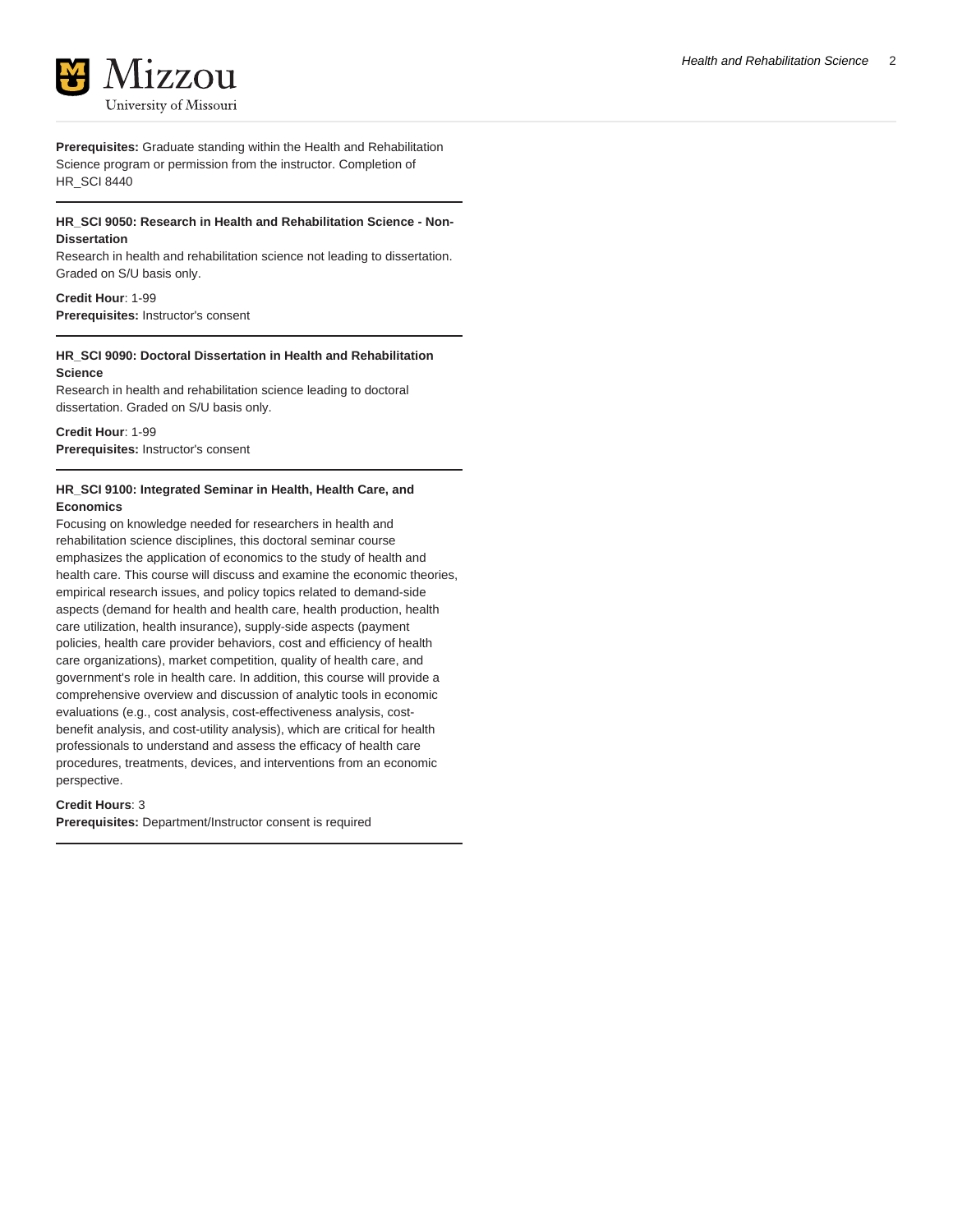**Prerequisites:** Graduate standing within the Health and Rehabilitation Science program or permission from the instructor. Completion of HR_SCI 8440

---

#### HR_SCI 9050: Research in Health and Rehabilitation Science - Non-Dissertation

Research in health and rehabilitation science not leading to dissertation. Graded on S/U basis only.

**Credit Hour**: 1-99
**Prerequisites:** Instructor's consent

---

#### HR_SCI 9090: Doctoral Dissertation in Health and Rehabilitation Science

Research in health and rehabilitation science leading to doctoral dissertation. Graded on S/U basis only.

**Credit Hour**: 1-99
**Prerequisites:** Instructor's consent

---

#### HR_SCI 9100: Integrated Seminar in Health, Health Care, and Economics

Focusing on knowledge needed for researchers in health and rehabilitation science disciplines, this doctoral seminar course emphasizes the application of economics to the study of health and health care. This course will discuss and examine the economic theories, empirical research issues, and policy topics related to demand-side aspects (demand for health and health care, health production, health care utilization, health insurance), supply-side aspects (payment policies, health care provider behaviors, cost and efficiency of health care organizations), market competition, quality of health care, and government's role in health care. In addition, this course will provide a comprehensive overview and discussion of analytic tools in economic evaluations (e.g., cost analysis, cost-effectiveness analysis, cost-benefit analysis, and cost-utility analysis), which are critical for health professionals to understand and assess the efficacy of health care procedures, treatments, devices, and interventions from an economic perspective.

**Credit Hours**: 3
**Prerequisites:** Department/Instructor consent is required